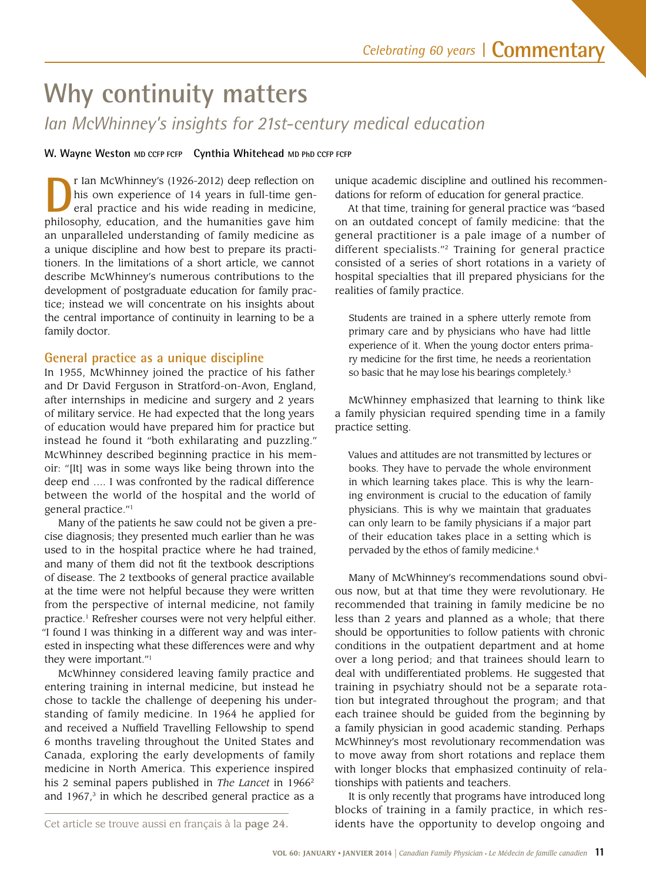Celebrating 60 years | **Commentary**

# Why continuity matters

## *Ian McWhinney's insights for 21st-century medical education*

**W. Wayne Weston** MD CCFP FCFP **Cynthia Whitehead** MD PhD CCFP FCFP

Dr Ian McWhinney's (1926-2012) deep reflection on his own experience of 14 years in full-time general practice and his wide reading in medicine, philosophy, education, and the humanities gave him an unparalleled understanding of family medicine as a unique discipline and how best to prepare its practitioners. In the limitations of a short article, we cannot describe McWhinney's numerous contributions to the development of postgraduate education for family practice; instead we will concentrate on his insights about the central importance of continuity in learning to be a family doctor.

### General practice as a unique discipline

In 1955, McWhinney joined the practice of his father and Dr David Ferguson in Stratford-on-Avon, England, after internships in medicine and surgery and 2 years of military service. He had expected that the long years of education would have prepared him for practice but instead he found it "both exhilarating and puzzling." McWhinney described beginning practice in his memoir: "[It] was in some ways like being thrown into the deep end .... I was confronted by the radical difference between the world of the hospital and the world of general practice."[1]

Many of the patients he saw could not be given a precise diagnosis; they presented much earlier than he was used to in the hospital practice where he had trained, and many of them did not fit the textbook descriptions of disease. The 2 textbooks of general practice available at the time were not helpful because they were written from the perspective of internal medicine, not family practice.[1] Refresher courses were not very helpful either. "I found I was thinking in a different way and was interested in inspecting what these differences were and why they were important."[1]

McWhinney considered leaving family practice and entering training in internal medicine, but instead he chose to tackle the challenge of deepening his understanding of family medicine. In 1964 he applied for and received a Nuffield Travelling Fellowship to spend 6 months traveling throughout the United States and Canada, exploring the early developments of family medicine in North America. This experience inspired his 2 seminal papers published in *The Lancet* in 1966[2] and 1967,[3] in which he described general practice as a unique academic discipline and outlined his recommendations for reform of education for general practice.

At that time, training for general practice was "based on an outdated concept of family medicine: that the general practitioner is a pale image of a number of different specialists."[2] Training for general practice consisted of a series of short rotations in a variety of hospital specialties that ill prepared physicians for the realities of family practice.

> Students are trained in a sphere utterly remote from primary care and by physicians who have had little experience of it. When the young doctor enters primary medicine for the first time, he needs a reorientation so basic that he may lose his bearings completely.[3]

McWhinney emphasized that learning to think like a family physician required spending time in a family practice setting.

> Values and attitudes are not transmitted by lectures or books. They have to pervade the whole environment in which learning takes place. This is why the learning environment is crucial to the education of family physicians. This is why we maintain that graduates can only learn to be family physicians if a major part of their education takes place in a setting which is pervaded by the ethos of family medicine.[4]

Many of McWhinney's recommendations sound obvious now, but at that time they were revolutionary. He recommended that training in family medicine be no less than 2 years and planned as a whole; that there should be opportunities to follow patients with chronic conditions in the outpatient department and at home over a long period; and that trainees should learn to deal with undifferentiated problems. He suggested that training in psychiatry should not be a separate rotation but integrated throughout the program; and that each trainee should be guided from the beginning by a family physician in good academic standing. Perhaps McWhinney's most revolutionary recommendation was to move away from short rotations and replace them with longer blocks that emphasized continuity of relationships with patients and teachers.

It is only recently that programs have introduced long blocks of training in a family practice, in which residents have the opportunity to develop ongoing and

Cet article se trouve aussi en français à la **page 24.**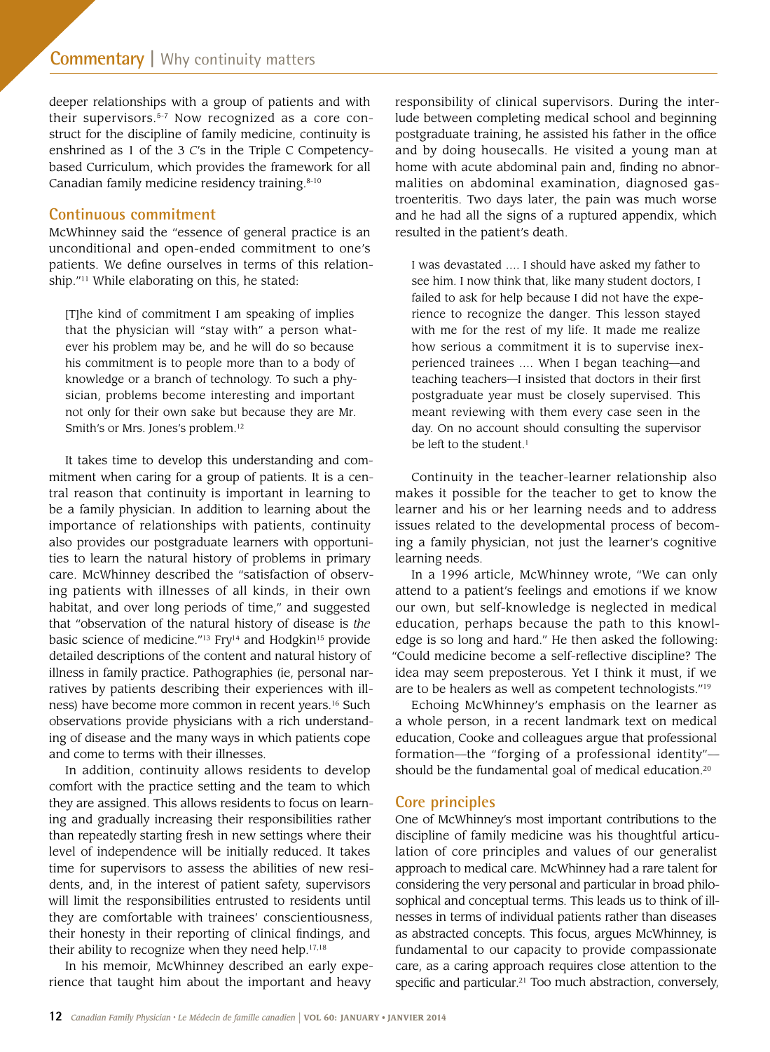deeper relationships with a group of patients and with their supervisors.[5-7] Now recognized as a core construct for the discipline of family medicine, continuity is enshrined as 1 of the 3 *C*'s in the Triple C Competency-based Curriculum, which provides the framework for all Canadian family medicine residency training.[8-10]

## Continuous commitment

McWhinney said the "essence of general practice is an unconditional and open-ended commitment to one's patients. We define ourselves in terms of this relationship."[11] While elaborating on this, he stated:

> [T]he kind of commitment I am speaking of implies that the physician will "stay with" a person whatever his problem may be, and he will do so because his commitment is to people more than to a body of knowledge or a branch of technology. To such a physician, problems become interesting and important not only for their own sake but because they are Mr. Smith's or Mrs. Jones's problem.[12]

It takes time to develop this understanding and commitment when caring for a group of patients. It is a central reason that continuity is important in learning to be a family physician. In addition to learning about the importance of relationships with patients, continuity also provides our postgraduate learners with opportunities to learn the natural history of problems in primary care. McWhinney described the "satisfaction of observing patients with illnesses of all kinds, in their own habitat, and over long periods of time," and suggested that "observation of the natural history of disease is *the* basic science of medicine."[13] Fry[14] and Hodgkin[15] provide detailed descriptions of the content and natural history of illness in family practice. Pathographies (ie, personal narratives by patients describing their experiences with illness) have become more common in recent years.[16] Such observations provide physicians with a rich understanding of disease and the many ways in which patients cope and come to terms with their illnesses.

In addition, continuity allows residents to develop comfort with the practice setting and the team to which they are assigned. This allows residents to focus on learning and gradually increasing their responsibilities rather than repeatedly starting fresh in new settings where their level of independence will be initially reduced. It takes time for supervisors to assess the abilities of new residents, and, in the interest of patient safety, supervisors will limit the responsibilities entrusted to residents until they are comfortable with trainees' conscientiousness, their honesty in their reporting of clinical findings, and their ability to recognize when they need help.[17,18]

In his memoir, McWhinney described an early experience that taught him about the important and heavy responsibility of clinical supervisors. During the interlude between completing medical school and beginning postgraduate training, he assisted his father in the office and by doing housecalls. He visited a young man at home with acute abdominal pain and, finding no abnormalities on abdominal examination, diagnosed gastroenteritis. Two days later, the pain was much worse and he had all the signs of a ruptured appendix, which resulted in the patient's death.

> I was devastated .... I should have asked my father to see him. I now think that, like many student doctors, I failed to ask for help because I did not have the experience to recognize the danger. This lesson stayed with me for the rest of my life. It made me realize how serious a commitment it is to supervise inexperienced trainees .... When I began teaching—and teaching teachers—I insisted that doctors in their first postgraduate year must be closely supervised. This meant reviewing with them every case seen in the day. On no account should consulting the supervisor be left to the student.[1]

Continuity in the teacher-learner relationship also makes it possible for the teacher to get to know the learner and his or her learning needs and to address issues related to the developmental process of becoming a family physician, not just the learner's cognitive learning needs.

In a 1996 article, McWhinney wrote, "We can only attend to a patient's feelings and emotions if we know our own, but self-knowledge is neglected in medical education, perhaps because the path to this knowledge is so long and hard." He then asked the following: "Could medicine become a self-reflective discipline? The idea may seem preposterous. Yet I think it must, if we are to be healers as well as competent technologists."[19]

Echoing McWhinney's emphasis on the learner as a whole person, in a recent landmark text on medical education, Cooke and colleagues argue that professional formation—the "forging of a professional identity"—should be the fundamental goal of medical education.[20]

## Core principles

One of McWhinney's most important contributions to the discipline of family medicine was his thoughtful articulation of core principles and values of our generalist approach to medical care. McWhinney had a rare talent for considering the very personal and particular in broad philosophical and conceptual terms. This leads us to think of illnesses in terms of individual patients rather than diseases as abstracted concepts. This focus, argues McWhinney, is fundamental to our capacity to provide compassionate care, as a caring approach requires close attention to the specific and particular.[21] Too much abstraction, conversely,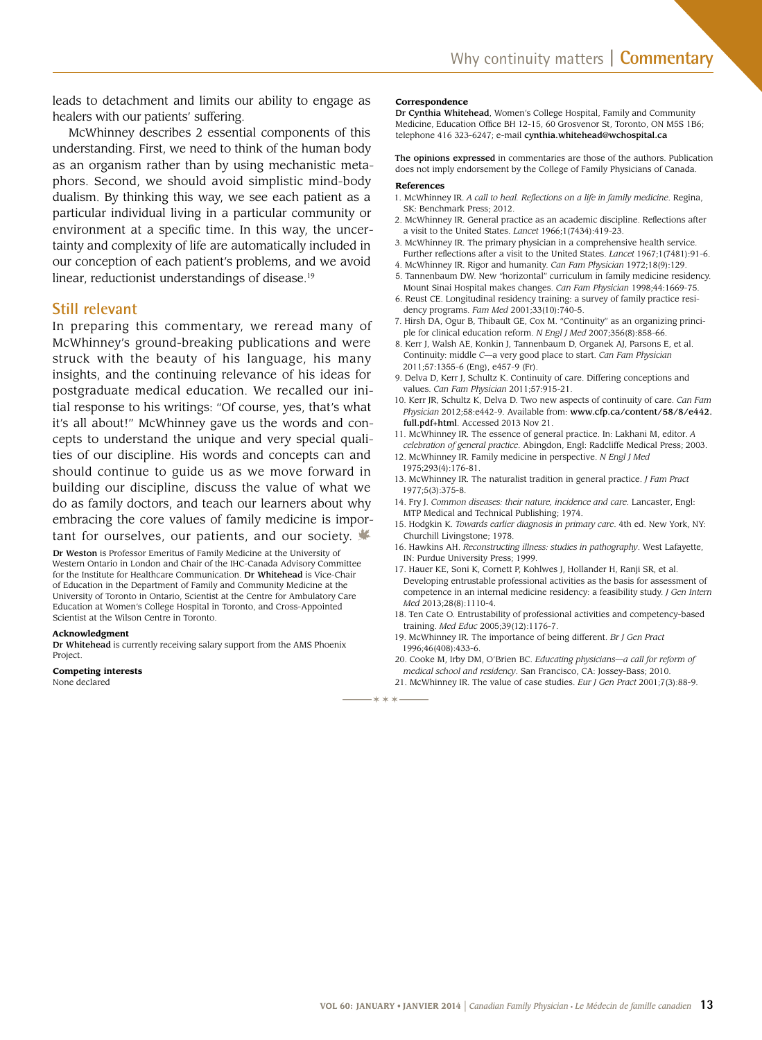leads to detachment and limits our ability to engage as healers with our patients' suffering.

McWhinney describes 2 essential components of this understanding. First, we need to think of the human body as an organism rather than by using mechanistic metaphors. Second, we should avoid simplistic mind-body dualism. By thinking this way, we see each patient as a particular individual living in a particular community or environment at a specific time. In this way, the uncertainty and complexity of life are automatically included in our conception of each patient's problems, and we avoid linear, reductionist understandings of disease.[19]

## Still relevant

In preparing this commentary, we reread many of McWhinney's ground-breaking publications and were struck with the beauty of his language, his many insights, and the continuing relevance of his ideas for postgraduate medical education. We recalled our initial response to his writings: "Of course, yes, that's what it's all about!" McWhinney gave us the words and concepts to understand the unique and very special qualities of our discipline. His words and concepts can and should continue to guide us as we move forward in building our discipline, discuss the value of what we do as family doctors, and teach our learners about why embracing the core values of family medicine is important for ourselves, our patients, and our society.

**Dr Weston** is Professor Emeritus of Family Medicine at the University of Western Ontario in London and Chair of the IHC-Canada Advisory Committee for the Institute for Healthcare Communication. **Dr Whitehead** is Vice-Chair of Education in the Department of Family and Community Medicine at the University of Toronto in Ontario, Scientist at the Centre for Ambulatory Care Education at Women's College Hospital in Toronto, and Cross-Appointed Scientist at the Wilson Centre in Toronto.

**Acknowledgment**
**Dr Whitehead** is currently receiving salary support from the AMS Phoenix Project.

**Competing interests**
None declared

**Correspondence**
**Dr Cynthia Whitehead**, Women's College Hospital, Family and Community Medicine, Education Office BH 12-15, 60 Grosvenor St, Toronto, ON M5S 1B6; telephone 416 323-6247; e-mail **cynthia.whitehead@wchospital.ca**

**The opinions expressed** in commentaries are those of the authors. Publication does not imply endorsement by the College of Family Physicians of Canada.

**References**

1. McWhinney IR. *A call to heal. Reflections on a life in family medicine*. Regina, SK: Benchmark Press; 2012.
2. McWhinney IR. General practice as an academic discipline. Reflections after a visit to the United States. *Lancet* 1966;1(7434):419-23.
3. McWhinney IR. The primary physician in a comprehensive health service. Further reflections after a visit to the United States. *Lancet* 1967;1(7481):91-6.
4. McWhinney IR. Rigor and humanity. *Can Fam Physician* 1972;18(9):129.
5. Tannenbaum DW. New "horizontal" curriculum in family medicine residency. Mount Sinai Hospital makes changes. *Can Fam Physician* 1998;44:1669-75.
6. Reust CE. Longitudinal residency training: a survey of family practice residency programs. *Fam Med* 2001;33(10):740-5.
7. Hirsh DA, Ogur B, Thibault GE, Cox M. "Continuity" as an organizing principle for clinical education reform. *N Engl J Med* 2007;356(8):858-66.
8. Kerr J, Walsh AE, Konkin J, Tannenbaum D, Organek AJ, Parsons E, et al. Continuity: middle *C*—a very good place to start. *Can Fam Physician* 2011;57:1355-6 (Eng), e457-9 (Fr).
9. Delva D, Kerr J, Schultz K. Continuity of care. Differing conceptions and values. *Can Fam Physician* 2011;57:915-21.
10. Kerr JR, Schultz K, Delva D. Two new aspects of continuity of care. *Can Fam Physician* 2012;58:e442-9. Available from: **www.cfp.ca/content/58/8/e442.full.pdf+html**. Accessed 2013 Nov 21.
11. McWhinney IR. The essence of general practice. In: Lakhani M, editor. *A celebration of general practice*. Abingdon, Engl: Radcliffe Medical Press; 2003.
12. McWhinney IR. Family medicine in perspective. *N Engl J Med* 1975;293(4):176-81.
13. McWhinney IR. The naturalist tradition in general practice. *J Fam Pract* 1977;5(3):375-8.
14. Fry J. *Common diseases: their nature, incidence and care*. Lancaster, Engl: MTP Medical and Technical Publishing; 1974.
15. Hodgkin K. *Towards earlier diagnosis in primary care*. 4th ed. New York, NY: Churchill Livingstone; 1978.
16. Hawkins AH. *Reconstructing illness: studies in pathography*. West Lafayette, IN: Purdue University Press; 1999.
17. Hauer KE, Soni K, Cornett P, Kohlwes J, Hollander H, Ranji SR, et al. Developing entrustable professional activities as the basis for assessment of competence in an internal medicine residency: a feasibility study. *J Gen Intern Med* 2013;28(8):1110-4.
18. Ten Cate O. Entrustability of professional activities and competency-based training. *Med Educ* 2005;39(12):1176-7.
19. McWhinney IR. The importance of being different. *Br J Gen Pract* 1996;46(408):433-6.
20. Cooke M, Irby DM, O'Brien BC. *Educating physicians—a call for reform of medical school and residency*. San Francisco, CA: Jossey-Bass; 2010.
21. McWhinney IR. The value of case studies. *Eur J Gen Pract* 2001;7(3):88-9.